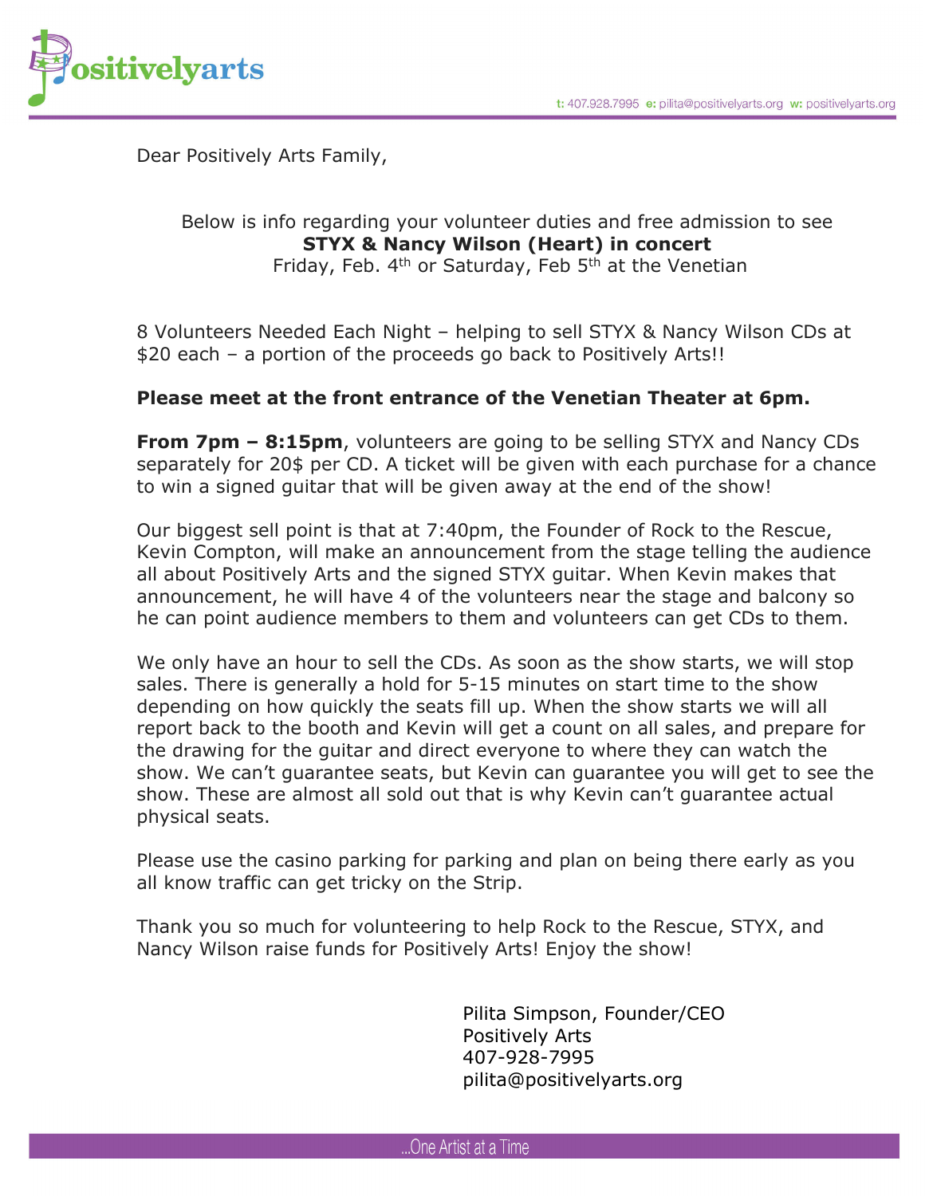Positivelyarts

t: 407.928.7995 e: pilita@positivelyarts.org w: positivelyarts.org

Dear Positively Arts Family,

Below is info regarding your volunteer duties and free admission to see
**STYX & Nancy Wilson (Heart) in concert**
Friday, Feb. 4th or Saturday, Feb 5th at the Venetian

8 Volunteers Needed Each Night – helping to sell STYX & Nancy Wilson CDs at $20 each – a portion of the proceeds go back to Positively Arts!!

**Please meet at the front entrance of the Venetian Theater at 6pm.**

**From 7pm – 8:15pm**, volunteers are going to be selling STYX and Nancy CDs separately for 20$ per CD. A ticket will be given with each purchase for a chance to win a signed guitar that will be given away at the end of the show!

Our biggest sell point is that at 7:40pm, the Founder of Rock to the Rescue, Kevin Compton, will make an announcement from the stage telling the audience all about Positively Arts and the signed STYX guitar. When Kevin makes that announcement, he will have 4 of the volunteers near the stage and balcony so he can point audience members to them and volunteers can get CDs to them.

We only have an hour to sell the CDs. As soon as the show starts, we will stop sales. There is generally a hold for 5-15 minutes on start time to the show depending on how quickly the seats fill up. When the show starts we will all report back to the booth and Kevin will get a count on all sales, and prepare for the drawing for the guitar and direct everyone to where they can watch the show. We can't guarantee seats, but Kevin can guarantee you will get to see the show. These are almost all sold out that is why Kevin can't guarantee actual physical seats.

Please use the casino parking for parking and plan on being there early as you all know traffic can get tricky on the Strip.

Thank you so much for volunteering to help Rock to the Rescue, STYX, and Nancy Wilson raise funds for Positively Arts! Enjoy the show!

Pilita Simpson, Founder/CEO
Positively Arts
407-928-7995
pilita@positivelyarts.org

...One Artist at a Time